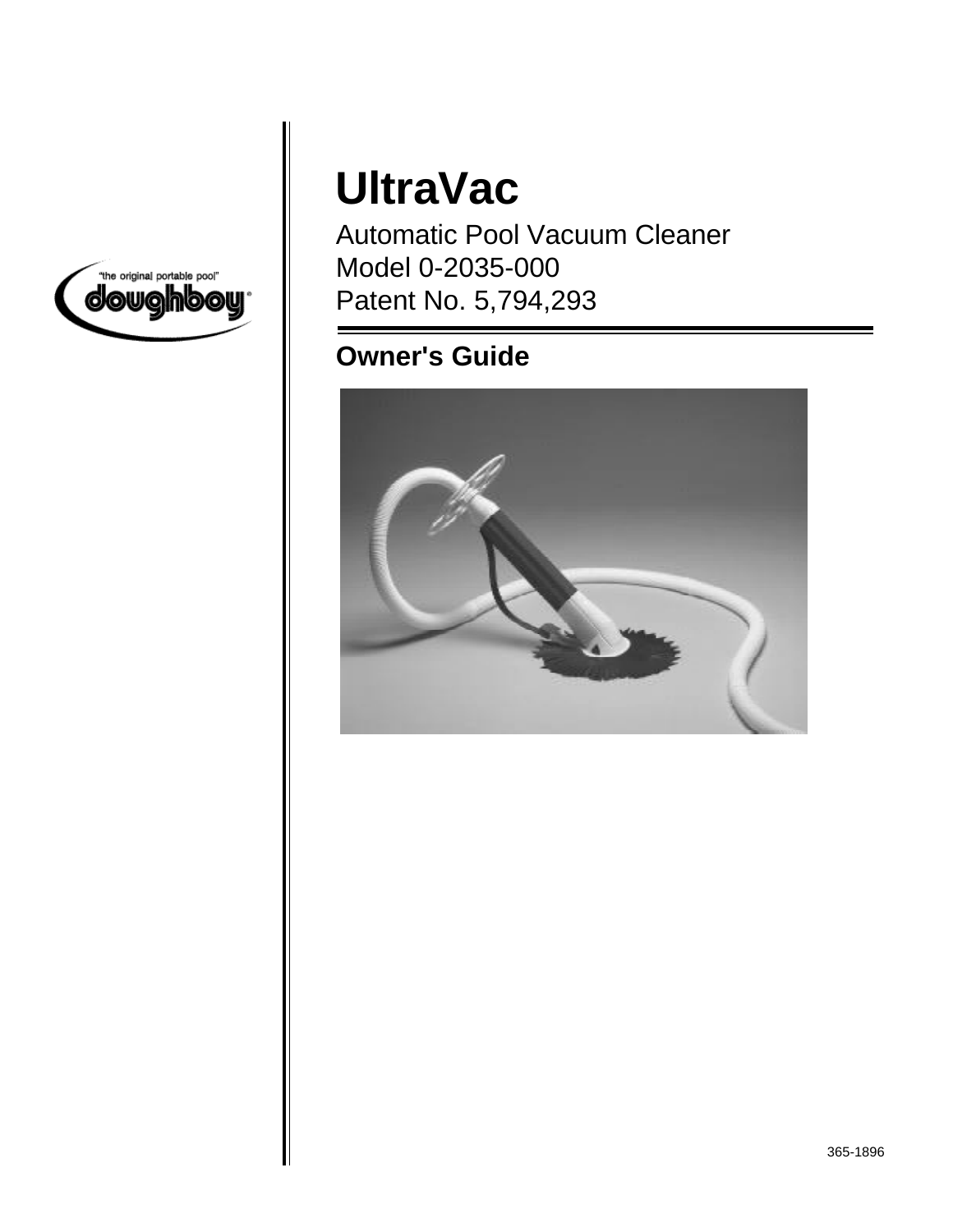"the original portable pool"

doughboy®

# UltraVac

Automatic Pool Vacuum Cleaner
Model 0-2035-000
Patent No. 5,794,293

## Owner's Guide

365-1896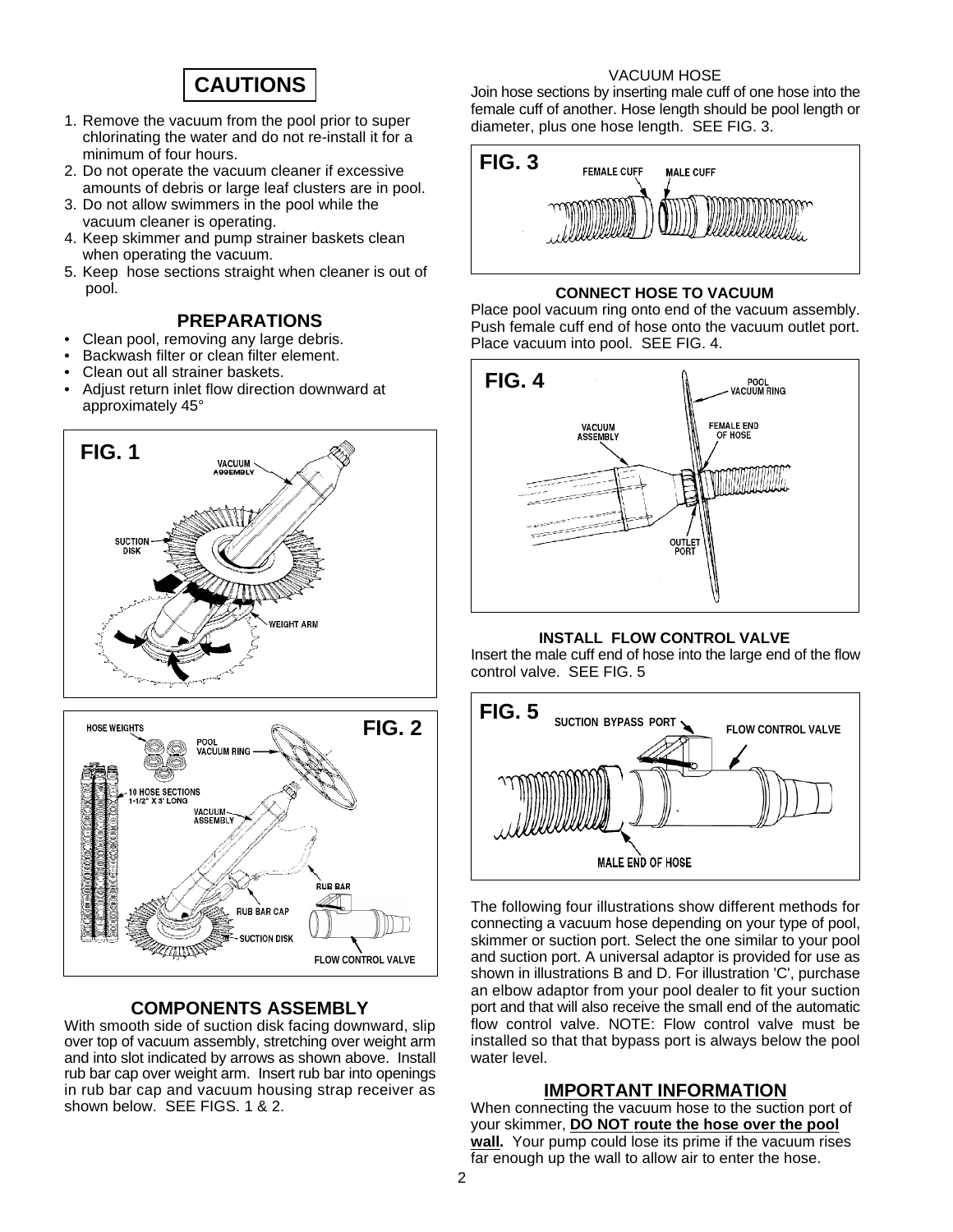## CAUTIONS

1. Remove the vacuum from the pool prior to super chlorinating the water and do not re-install it for a minimum of four hours.
2. Do not operate the vacuum cleaner if excessive amounts of debris or large leaf clusters are in pool.
3. Do not allow swimmers in the pool while the vacuum cleaner is operating.
4. Keep skimmer and pump strainer baskets clean when operating the vacuum.
5. Keep hose sections straight when cleaner is out of pool.

## PREPARATIONS

- Clean pool, removing any large debris.
- Backwash filter or clean filter element.
- Clean out all strainer baskets.
- Adjust return inlet flow direction downward at approximately 45°

FIG. 1

FIG. 2

## COMPONENTS ASSEMBLY

With smooth side of suction disk facing downward, slip over top of vacuum assembly, stretching over weight arm and into slot indicated by arrows as shown above. Install rub bar cap over weight arm. Insert rub bar into openings in rub bar cap and vacuum housing strap receiver as shown below. SEE FIGS. 1 & 2.

### VACUUM HOSE

Join hose sections by inserting male cuff of one hose into the female cuff of another. Hose length should be pool length or diameter, plus one hose length. SEE FIG. 3.

FIG. 3

### CONNECT HOSE TO VACUUM

Place pool vacuum ring onto end of the vacuum assembly. Push female cuff end of hose onto the vacuum outlet port. Place vacuum into pool. SEE FIG. 4.

FIG. 4

### INSTALL FLOW CONTROL VALVE

Insert the male cuff end of hose into the large end of the flow control valve. SEE FIG. 5

FIG. 5

The following four illustrations show different methods for connecting a vacuum hose depending on your type of pool, skimmer or suction port. Select the one similar to your pool and suction port. A universal adaptor is provided for use as shown in illustrations B and D. For illustration 'C', purchase an elbow adaptor from your pool dealer to fit your suction port and that will also receive the small end of the automatic flow control valve. NOTE: Flow control valve must be installed so that that bypass port is always below the pool water level.

## IMPORTANT INFORMATION

When connecting the vacuum hose to the suction port of your skimmer, **DO NOT route the hose over the pool wall.** Your pump could lose its prime if the vacuum rises far enough up the wall to allow air to enter the hose.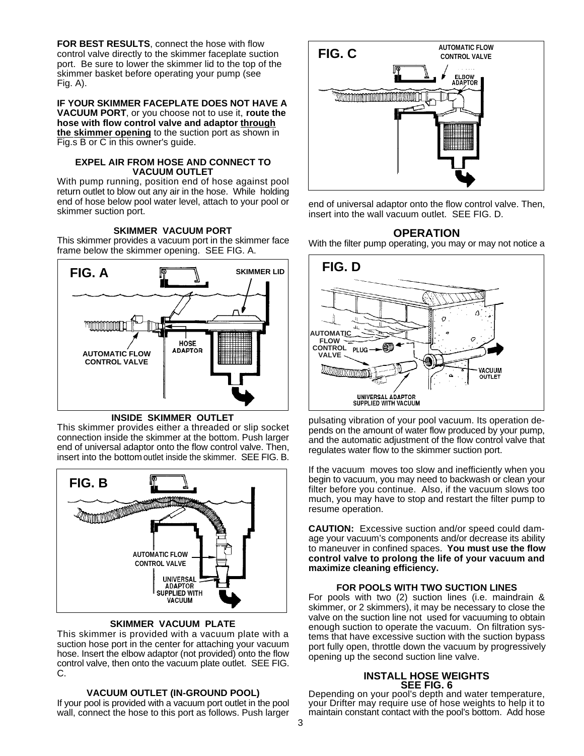**FOR BEST RESULTS**, connect the hose with flow control valve directly to the skimmer faceplate suction port. Be sure to lower the skimmer lid to the top of the skimmer basket before operating your pump (see Fig. A).

**IF YOUR SKIMMER FACEPLATE DOES NOT HAVE A VACUUM PORT**, or you choose not to use it, **route the hose with flow control valve and adaptor through the skimmer opening** to the suction port as shown in Fig.s B or C in this owner's guide.

#### EXPEL AIR FROM HOSE AND CONNECT TO VACUUM OUTLET

With pump running, position end of hose against pool return outlet to blow out any air in the hose. While holding end of hose below pool water level, attach to your pool or skimmer suction port.

#### SKIMMER VACUUM PORT

This skimmer provides a vacuum port in the skimmer face frame below the skimmer opening. SEE FIG. A.

FIG. A — SKIMMER LID, HOSE ADAPTOR, AUTOMATIC FLOW CONTROL VALVE

#### INSIDE SKIMMER OUTLET

This skimmer provides either a threaded or slip socket connection inside the skimmer at the bottom. Push larger end of universal adaptor onto the flow control valve. Then, insert into the bottom outlet inside the skimmer. SEE FIG. B.

FIG. B — AUTOMATIC FLOW CONTROL VALVE, UNIVERSAL ADAPTOR SUPPLIED WITH VACUUM

#### SKIMMER VACUUM PLATE

This skimmer is provided with a vacuum plate with a suction hose port in the center for attaching your vacuum hose. Insert the elbow adaptor (not provided) onto the flow control valve, then onto the vacuum plate outlet. SEE FIG. C.

#### VACUUM OUTLET (IN-GROUND POOL)

If your pool is provided with a vacuum port outlet in the pool wall, connect the hose to this port as follows. Push larger end of universal adaptor onto the flow control valve. Then, insert into the wall vacuum outlet. SEE FIG. D.

FIG. C — AUTOMATIC FLOW CONTROL VALVE, ELBOW ADAPTOR

FIG. D — AUTOMATIC FLOW CONTROL VALVE, PLUG, VACUUM OUTLET, UNIVERSAL ADAPTOR SUPPLIED WITH VACUUM

## OPERATION

With the filter pump operating, you may or may not notice a pulsating vibration of your pool vacuum. Its operation depends on the amount of water flow produced by your pump, and the automatic adjustment of the flow control valve that regulates water flow to the skimmer suction port.

If the vacuum moves too slow and inefficiently when you begin to vacuum, you may need to backwash or clean your filter before you continue. Also, if the vacuum slows too much, you may have to stop and restart the filter pump to resume operation.

**CAUTION:** Excessive suction and/or speed could damage your vacuum's components and/or decrease its ability to maneuver in confined spaces. **You must use the flow control valve to prolong the life of your vacuum and maximize cleaning efficiency.**

#### FOR POOLS WITH TWO SUCTION LINES

For pools with two (2) suction lines (i.e. maindrain & skimmer, or 2 skimmers), it may be necessary to close the valve on the suction line not used for vacuuming to obtain enough suction to operate the vacuum. On filtration systems that have excessive suction with the suction bypass port fully open, throttle down the vacuum by progressively opening up the second suction line valve.

#### INSTALL HOSE WEIGHTS SEE FIG. 6

Depending on your pool's depth and water temperature, your Drifter may require use of hose weights to help it to maintain constant contact with the pool's bottom. Add hose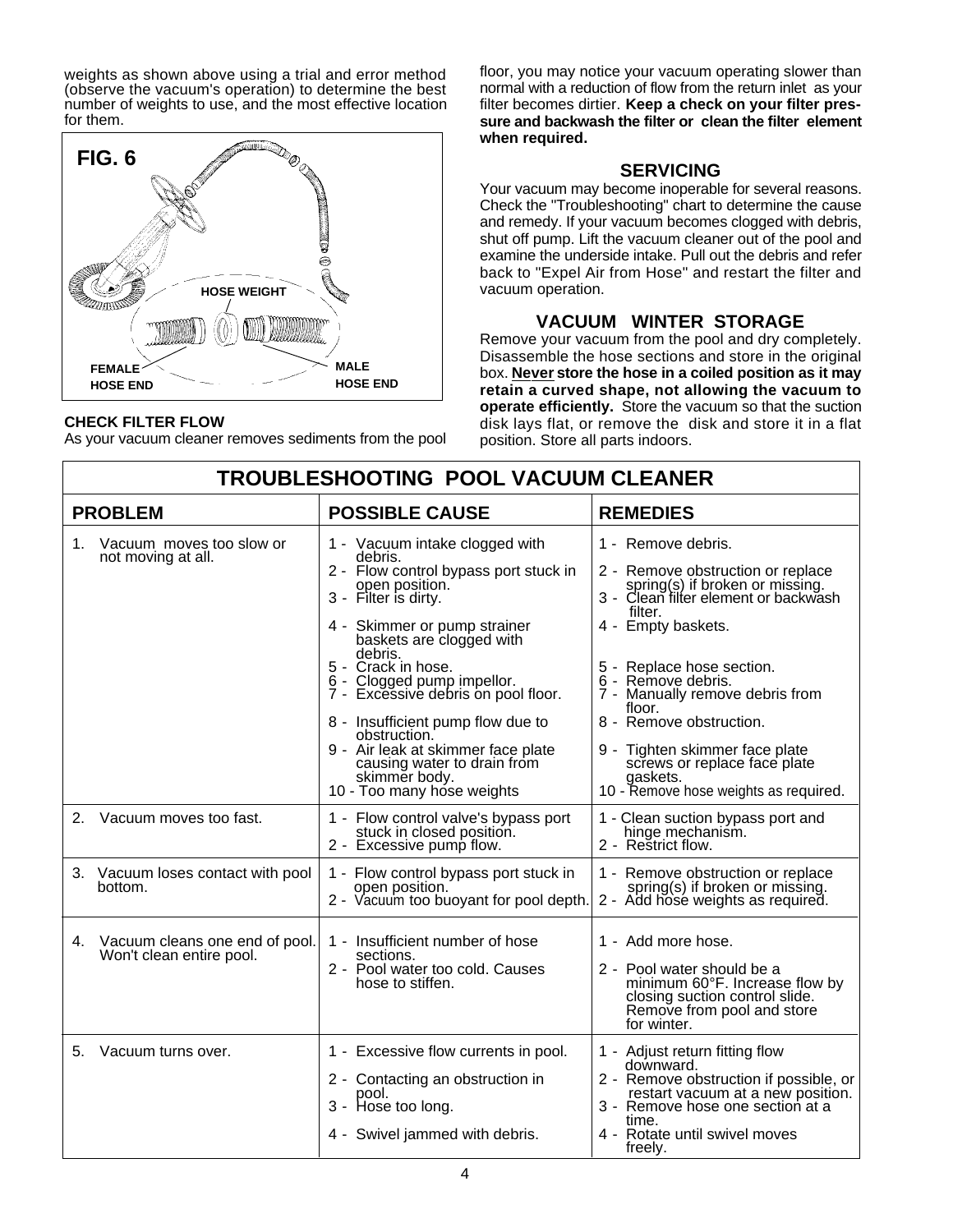weights as shown above using a trial and error method (observe the vacuum's operation) to determine the best number of weights to use, and the most effective location for them.

FIG. 6

HOSE WEIGHT

FEMALE HOSE END

MALE HOSE END

**CHECK FILTER FLOW**

As your vacuum cleaner removes sediments from the pool floor, you may notice your vacuum operating slower than normal with a reduction of flow from the return inlet as your filter becomes dirtier. **Keep a check on your filter pressure and backwash the filter or clean the filter element when required.**

## SERVICING

Your vacuum may become inoperable for several reasons. Check the "Troubleshooting" chart to determine the cause and remedy. If your vacuum becomes clogged with debris, shut off pump. Lift the vacuum cleaner out of the pool and examine the underside intake. Pull out the debris and refer back to "Expel Air from Hose" and restart the filter and vacuum operation.

## VACUUM WINTER STORAGE

Remove your vacuum from the pool and dry completely. Disassemble the hose sections and store in the original box. **Never store the hose in a coiled position as it may retain a curved shape, not allowing the vacuum to operate efficiently.** Store the vacuum so that the suction disk lays flat, or remove the disk and store it in a flat position. Store all parts indoors.

## TROUBLESHOOTING POOL VACUUM CLEANER

| PROBLEM | POSSIBLE CAUSE | REMEDIES |
|---|---|---|
| 1. Vacuum moves too slow or not moving at all. | 1 - Vacuum intake clogged with debris.<br>2 - Flow control bypass port stuck in open position.<br>3 - Filter is dirty.<br>4 - Skimmer or pump strainer baskets are clogged with debris.<br>5 - Crack in hose.<br>6 - Clogged pump impellor.<br>7 - Excessive debris on pool floor.<br>8 - Insufficient pump flow due to obstruction.<br>9 - Air leak at skimmer face plate causing water to drain from skimmer body.<br>10 - Too many hose weights | 1 - Remove debris.<br>2 - Remove obstruction or replace spring(s) if broken or missing.<br>3 - Clean filter element or backwash filter.<br>4 - Empty baskets.<br>5 - Replace hose section.<br>6 - Remove debris.<br>7 - Manually remove debris from floor.<br>8 - Remove obstruction.<br>9 - Tighten skimmer face plate screws or replace face plate gaskets.<br>10 - Remove hose weights as required. |
| 2. Vacuum moves too fast. | 1 - Flow control valve's bypass port stuck in closed position.<br>2 - Excessive pump flow. | 1 - Clean suction bypass port and hinge mechanism.<br>2 - Restrict flow. |
| 3. Vacuum loses contact with pool bottom. | 1 - Flow control bypass port stuck in open position.<br>2 - Vacuum too buoyant for pool depth. | 1 - Remove obstruction or replace spring(s) if broken or missing.<br>2 - Add hose weights as required. |
| 4. Vacuum cleans one end of pool. Won't clean entire pool. | 1 - Insufficient number of hose sections.<br>2 - Pool water too cold. Causes hose to stiffen. | 1 - Add more hose.<br>2 - Pool water should be a minimum 60°F. Increase flow by closing suction control slide. Remove from pool and store for winter. |
| 5. Vacuum turns over. | 1 - Excessive flow currents in pool.<br>2 - Contacting an obstruction in pool.<br>3 - Hose too long.<br>4 - Swivel jammed with debris. | 1 - Adjust return fitting flow downward.<br>2 - Remove obstruction if possible, or restart vacuum at a new position.<br>3 - Remove hose one section at a time.<br>4 - Rotate until swivel moves freely. |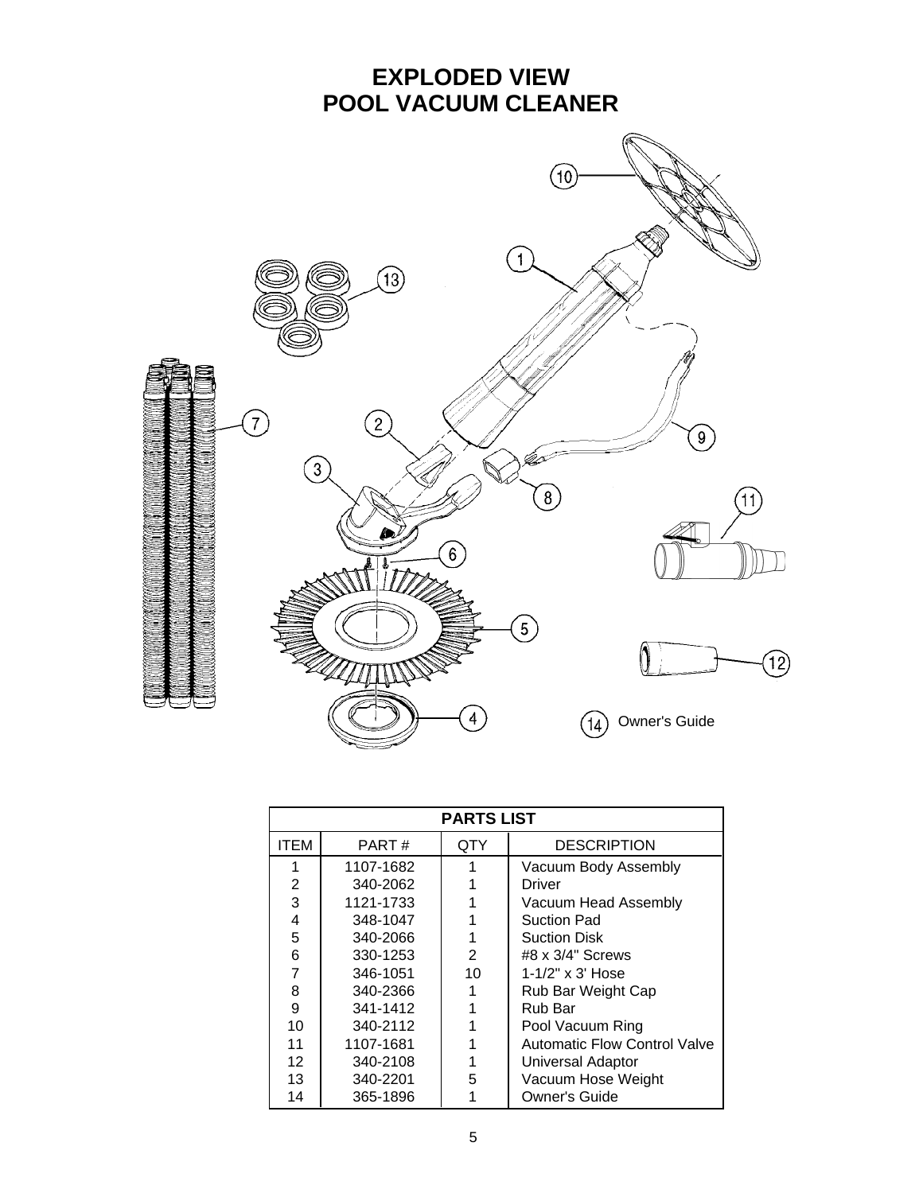# EXPLODED VIEW
# POOL VACUUM CLEANER

14 Owner's Guide

| PARTS LIST | | | |
|---|---|---|---|
| ITEM | PART # | QTY | DESCRIPTION |
| 1 | 1107-1682 | 1 | Vacuum Body Assembly |
| 2 | 340-2062 | 1 | Driver |
| 3 | 1121-1733 | 1 | Vacuum Head Assembly |
| 4 | 348-1047 | 1 | Suction Pad |
| 5 | 340-2066 | 1 | Suction Disk |
| 6 | 330-1253 | 2 | #8 x 3/4" Screws |
| 7 | 346-1051 | 10 | 1-1/2" x 3' Hose |
| 8 | 340-2366 | 1 | Rub Bar Weight Cap |
| 9 | 341-1412 | 1 | Rub Bar |
| 10 | 340-2112 | 1 | Pool Vacuum Ring |
| 11 | 1107-1681 | 1 | Automatic Flow Control Valve |
| 12 | 340-2108 | 1 | Universal Adaptor |
| 13 | 340-2201 | 5 | Vacuum Hose Weight |
| 14 | 365-1896 | 1 | Owner's Guide |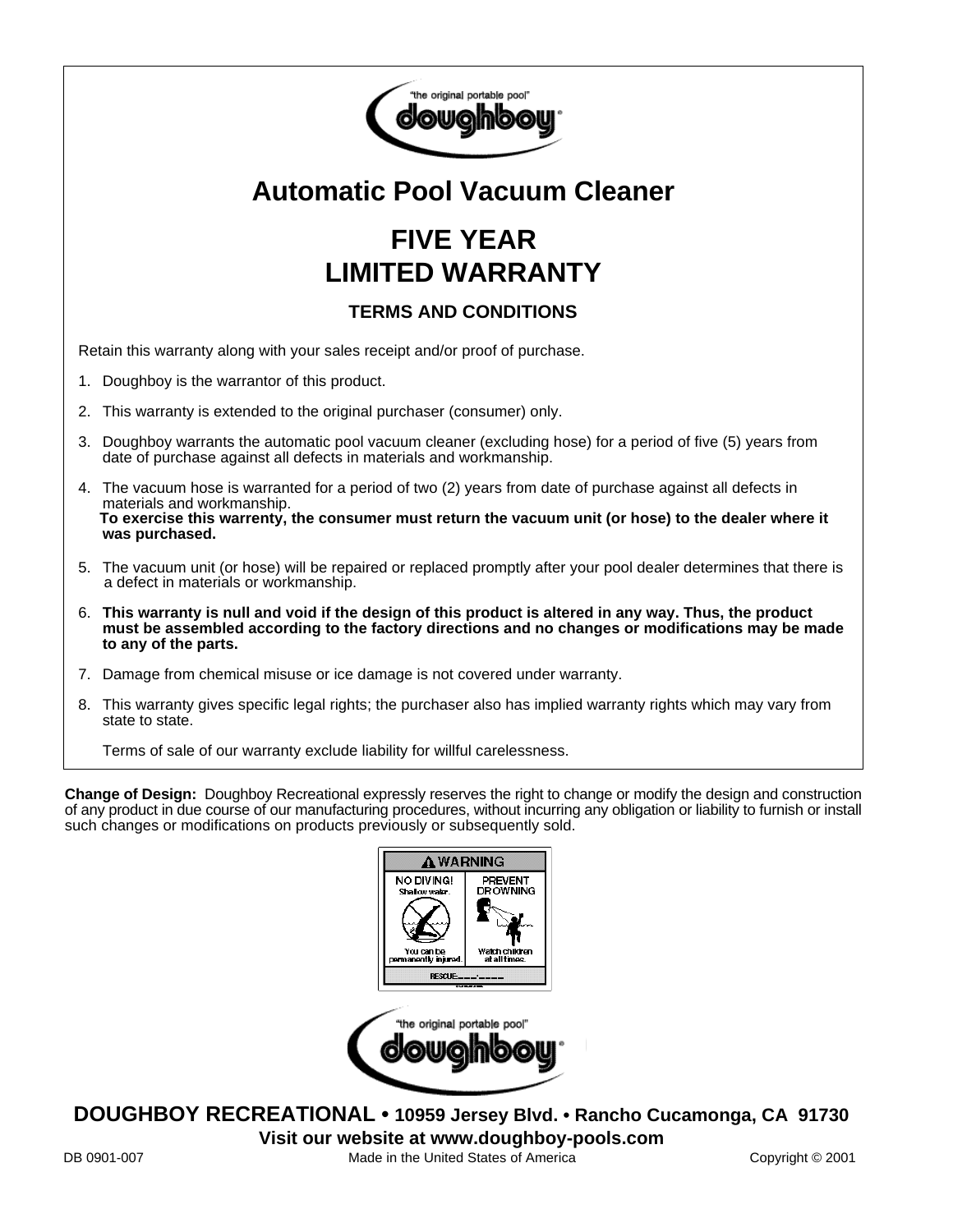"the original portable pool"
doughboy

# Automatic Pool Vacuum Cleaner

# FIVE YEAR LIMITED WARRANTY

### TERMS AND CONDITIONS

Retain this warranty along with your sales receipt and/or proof of purchase.

1. Doughboy is the warrantor of this product.
2. This warranty is extended to the original purchaser (consumer) only.
3. Doughboy warrants the automatic pool vacuum cleaner (excluding hose) for a period of five (5) years from date of purchase against all defects in materials and workmanship.
4. The vacuum hose is warranted for a period of two (2) years from date of purchase against all defects in materials and workmanship.
   **To exercise this warrenty, the consumer must return the vacuum unit (or hose) to the dealer where it was purchased.**
5. The vacuum unit (or hose) will be repaired or replaced promptly after your pool dealer determines that there is a defect in materials or workmanship.
6. **This warranty is null and void if the design of this product is altered in any way. Thus, the product must be assembled according to the factory directions and no changes or modifications may be made to any of the parts.**
7. Damage from chemical misuse or ice damage is not covered under warranty.
8. This warranty gives specific legal rights; the purchaser also has implied warranty rights which may vary from state to state.

   Terms of sale of our warranty exclude liability for willful carelessness.

**Change of Design:** Doughboy Recreational expressly reserves the right to change or modify the design and construction of any product in due course of our manufacturing procedures, without incurring any obligation or liability to furnish or install such changes or modifications on products previously or subsequently sold.

WARNING

NO DIVING! Shallow water. You can be permanently injured.

PREVENT DROWNING. Watch children at all times.

RESCUE:

"the original portable pool"
doughboy

**DOUGHBOY RECREATIONAL • 10959 Jersey Blvd. • Rancho Cucamonga, CA 91730**

**Visit our website at www.doughboy-pools.com**

DB 0901-007 Made in the United States of America Copyright © 2001